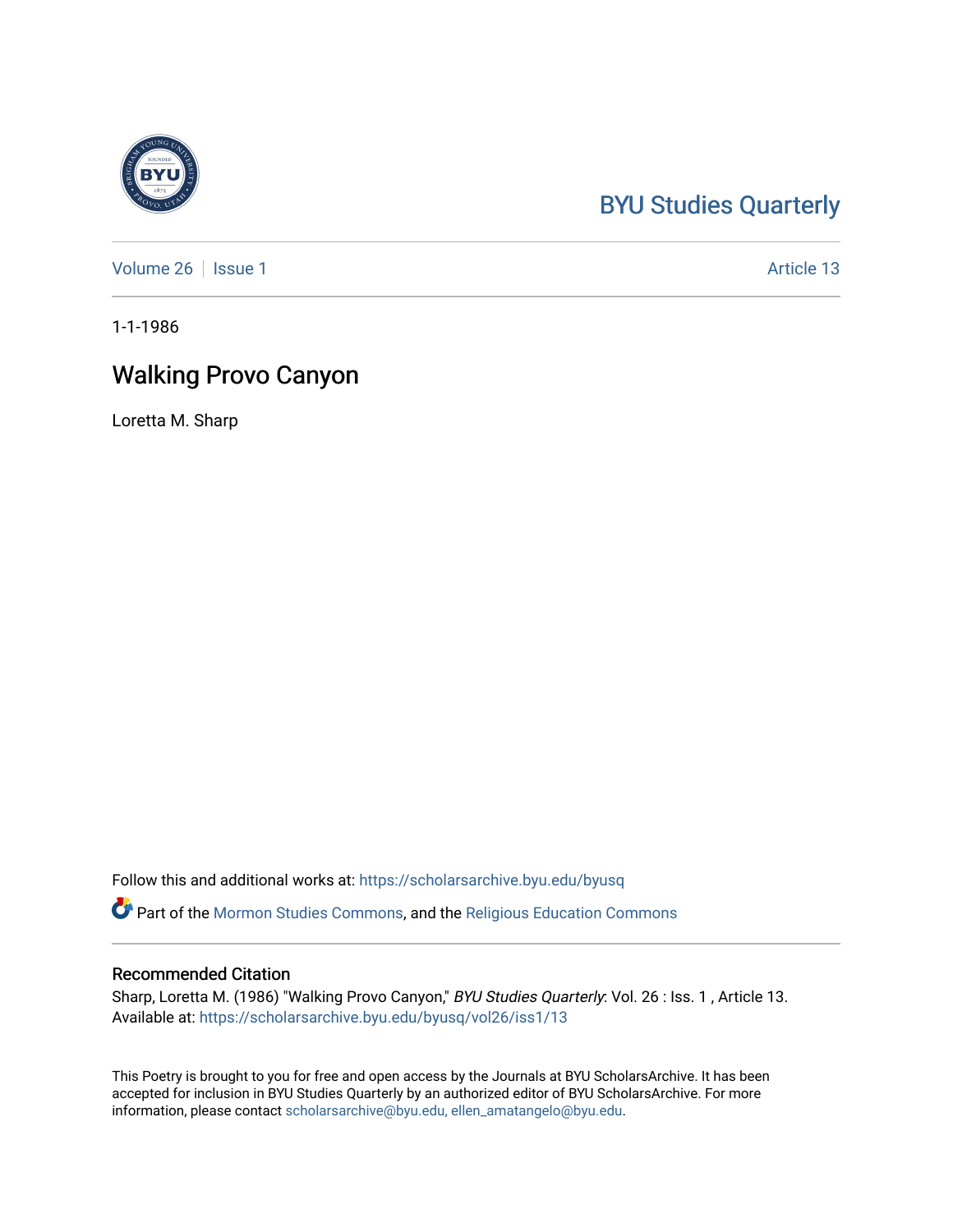BYU Studies Quarterly

Volume 26 | Issue 1 | Article 13

1-1-1986

# Walking Provo Canyon

Loretta M. Sharp

Follow this and additional works at: https://scholarsarchive.byu.edu/byusq

Part of the Mormon Studies Commons, and the Religious Education Commons

## Recommended Citation

Sharp, Loretta M. (1986) "Walking Provo Canyon," *BYU Studies Quarterly*: Vol. 26 : Iss. 1 , Article 13.
Available at: https://scholarsarchive.byu.edu/byusq/vol26/iss1/13

This Poetry is brought to you for free and open access by the Journals at BYU ScholarsArchive. It has been accepted for inclusion in BYU Studies Quarterly by an authorized editor of BYU ScholarsArchive. For more information, please contact scholarsarchive@byu.edu, ellen_amatangelo@byu.edu.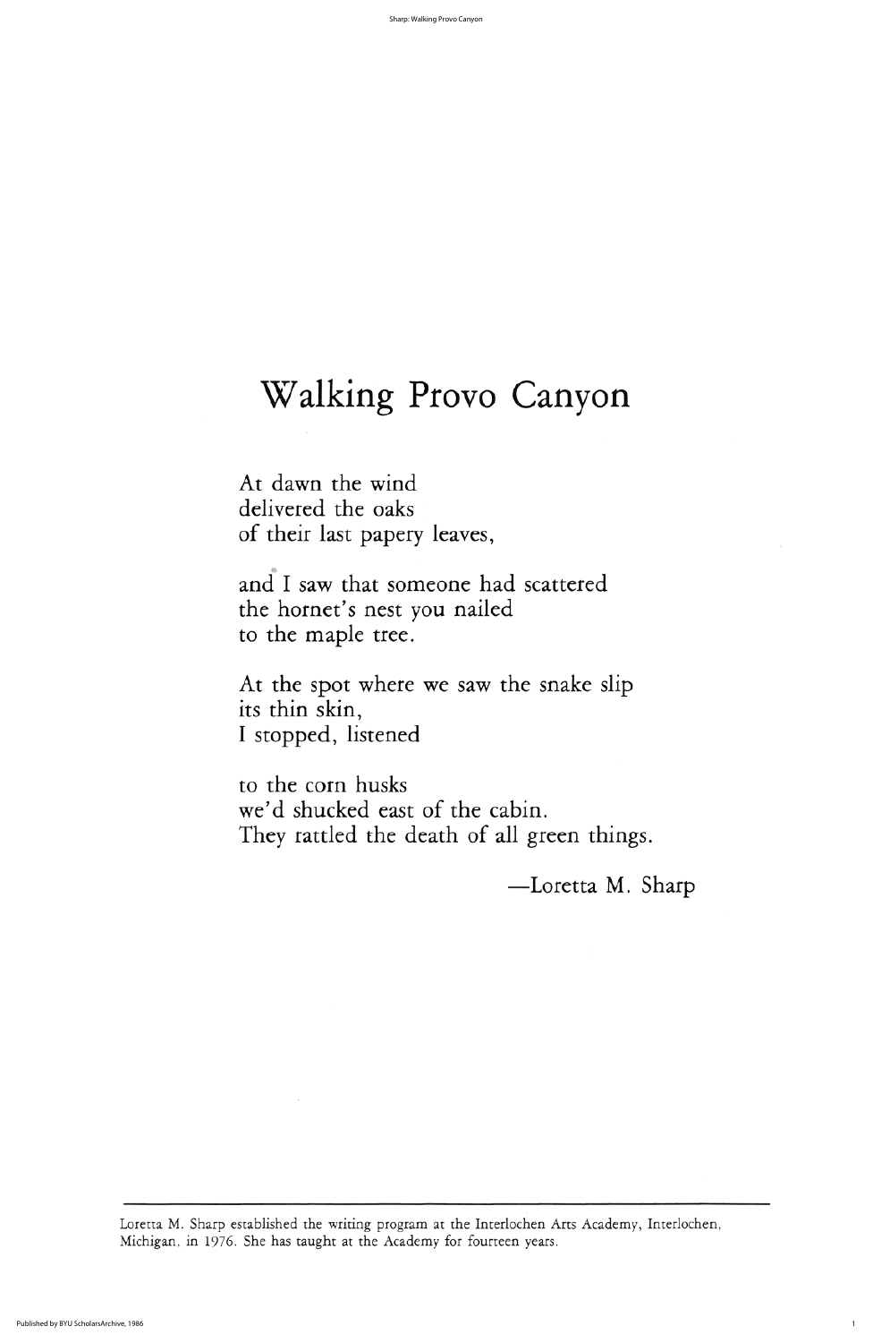# Walking Provo Canyon

At dawn the wind
delivered the oaks
of their last papery leaves,

and I saw that someone had scattered
the hornet's nest you nailed
to the maple tree.

At the spot where we saw the snake slip
its thin skin,
I stopped, listened

to the corn husks
we'd shucked east of the cabin.
They rattled the death of all green things.

—Loretta M. Sharp

---

Loretta M. Sharp established the writing program at the Interlochen Arts Academy, Interlochen, Michigan, in 1976. She has taught at the Academy for fourteen years.